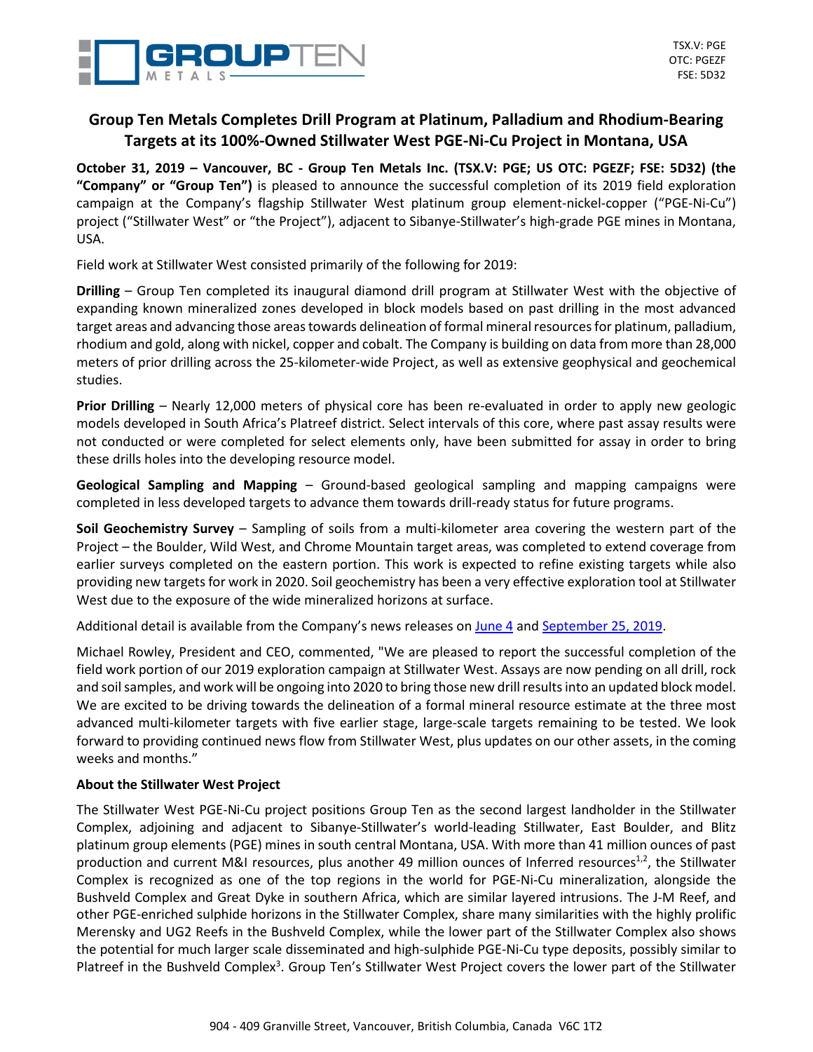TSX.V: PGE
OTC: PGEZF
FSE: 5D32

# Group Ten Metals Completes Drill Program at Platinum, Palladium and Rhodium-Bearing Targets at its 100%-Owned Stillwater West PGE-Ni-Cu Project in Montana, USA

**October 31, 2019 – Vancouver, BC - Group Ten Metals Inc. (TSX.V: PGE; US OTC: PGEZF; FSE: 5D32) (the "Company" or "Group Ten")** is pleased to announce the successful completion of its 2019 field exploration campaign at the Company's flagship Stillwater West platinum group element-nickel-copper ("PGE-Ni-Cu") project ("Stillwater West" or "the Project"), adjacent to Sibanye-Stillwater's high-grade PGE mines in Montana, USA.

Field work at Stillwater West consisted primarily of the following for 2019:

**Drilling** – Group Ten completed its inaugural diamond drill program at Stillwater West with the objective of expanding known mineralized zones developed in block models based on past drilling in the most advanced target areas and advancing those areas towards delineation of formal mineral resources for platinum, palladium, rhodium and gold, along with nickel, copper and cobalt. The Company is building on data from more than 28,000 meters of prior drilling across the 25-kilometer-wide Project, as well as extensive geophysical and geochemical studies.

**Prior Drilling** – Nearly 12,000 meters of physical core has been re-evaluated in order to apply new geologic models developed in South Africa's Platreef district. Select intervals of this core, where past assay results were not conducted or were completed for select elements only, have been submitted for assay in order to bring these drills holes into the developing resource model.

**Geological Sampling and Mapping** – Ground-based geological sampling and mapping campaigns were completed in less developed targets to advance them towards drill-ready status for future programs.

**Soil Geochemistry Survey** – Sampling of soils from a multi-kilometer area covering the western part of the Project – the Boulder, Wild West, and Chrome Mountain target areas, was completed to extend coverage from earlier surveys completed on the eastern portion. This work is expected to refine existing targets while also providing new targets for work in 2020. Soil geochemistry has been a very effective exploration tool at Stillwater West due to the exposure of the wide mineralized horizons at surface.

Additional detail is available from the Company's news releases on June 4 and September 25, 2019.

Michael Rowley, President and CEO, commented, "We are pleased to report the successful completion of the field work portion of our 2019 exploration campaign at Stillwater West. Assays are now pending on all drill, rock and soil samples, and work will be ongoing into 2020 to bring those new drill results into an updated block model. We are excited to be driving towards the delineation of a formal mineral resource estimate at the three most advanced multi-kilometer targets with five earlier stage, large-scale targets remaining to be tested. We look forward to providing continued news flow from Stillwater West, plus updates on our other assets, in the coming weeks and months."

**About the Stillwater West Project**

The Stillwater West PGE-Ni-Cu project positions Group Ten as the second largest landholder in the Stillwater Complex, adjoining and adjacent to Sibanye-Stillwater's world-leading Stillwater, East Boulder, and Blitz platinum group elements (PGE) mines in south central Montana, USA. With more than 41 million ounces of past production and current M&I resources, plus another 49 million ounces of Inferred resources[1,2], the Stillwater Complex is recognized as one of the top regions in the world for PGE-Ni-Cu mineralization, alongside the Bushveld Complex and Great Dyke in southern Africa, which are similar layered intrusions. The J-M Reef, and other PGE-enriched sulphide horizons in the Stillwater Complex, share many similarities with the highly prolific Merensky and UG2 Reefs in the Bushveld Complex, while the lower part of the Stillwater Complex also shows the potential for much larger scale disseminated and high-sulphide PGE-Ni-Cu type deposits, possibly similar to Platreef in the Bushveld Complex[3]. Group Ten's Stillwater West Project covers the lower part of the Stillwater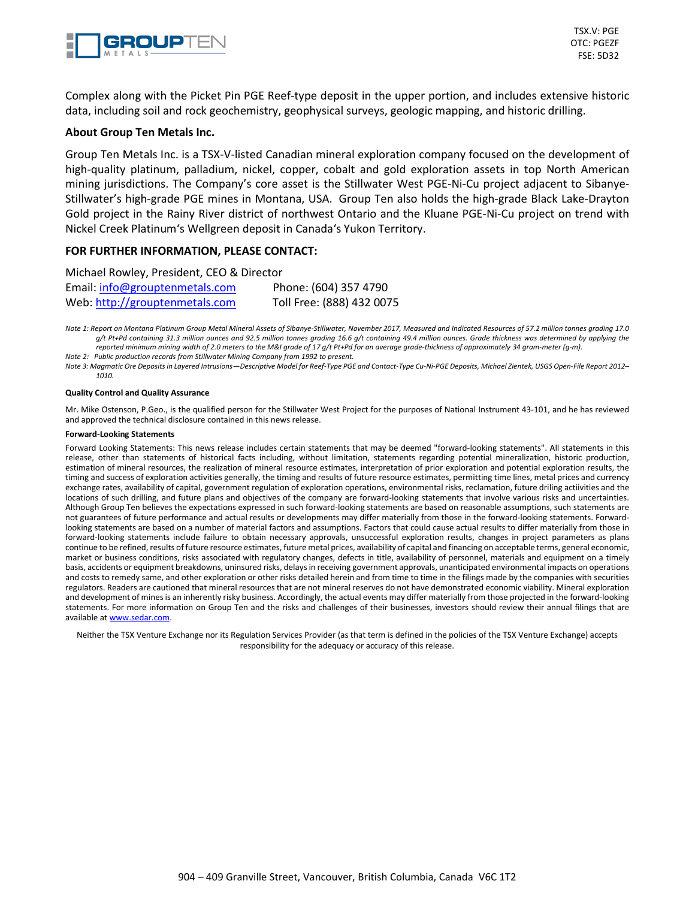Complex along with the Picket Pin PGE Reef-type deposit in the upper portion, and includes extensive historic data, including soil and rock geochemistry, geophysical surveys, geologic mapping, and historic drilling.

**About Group Ten Metals Inc.**

Group Ten Metals Inc. is a TSX-V-listed Canadian mineral exploration company focused on the development of high-quality platinum, palladium, nickel, copper, cobalt and gold exploration assets in top North American mining jurisdictions. The Company's core asset is the Stillwater West PGE-Ni-Cu project adjacent to Sibanye-Stillwater's high-grade PGE mines in Montana, USA. Group Ten also holds the high-grade Black Lake-Drayton Gold project in the Rainy River district of northwest Ontario and the Kluane PGE-Ni-Cu project on trend with Nickel Creek Platinum's Wellgreen deposit in Canada's Yukon Territory.

**FOR FURTHER INFORMATION, PLEASE CONTACT:**

Michael Rowley, President, CEO & Director
Email: [info@grouptenmetals.com](mailto:info@grouptenmetals.com) Phone: (604) 357 4790
Web: [http://grouptenmetals.com](http://grouptenmetals.com) Toll Free: (888) 432 0075

*Note 1: Report on Montana Platinum Group Metal Mineral Assets of Sibanye-Stillwater, November 2017, Measured and Indicated Resources of 57.2 million tonnes grading 17.0 g/t Pt+Pd containing 31.3 million ounces and 92.5 million tonnes grading 16.6 g/t containing 49.4 million ounces. Grade thickness was determined by applying the reported minimum mining width of 2.0 meters to the M&I grade of 17 g/t Pt+Pd for an average grade-thickness of approximately 34 gram-meter (g-m).*

*Note 2: Public production records from Stillwater Mining Company from 1992 to present.*

*Note 3: Magmatic Ore Deposits in Layered Intrusions—Descriptive Model for Reef-Type PGE and Contact-Type Cu-Ni-PGE Deposits, Michael Zientek, USGS Open-File Report 2012–1010.*

**Quality Control and Quality Assurance**

Mr. Mike Ostenson, P.Geo., is the qualified person for the Stillwater West Project for the purposes of National Instrument 43-101, and he has reviewed and approved the technical disclosure contained in this news release.

**Forward-Looking Statements**

Forward Looking Statements: This news release includes certain statements that may be deemed "forward-looking statements". All statements in this release, other than statements of historical facts including, without limitation, statements regarding potential mineralization, historic production, estimation of mineral resources, the realization of mineral resource estimates, interpretation of prior exploration and potential exploration results, the timing and success of exploration activities generally, the timing and results of future resource estimates, permitting time lines, metal prices and currency exchange rates, availability of capital, government regulation of exploration operations, environmental risks, reclamation, future driling actiivities and the locations of such drilling, and future plans and objectives of the company are forward-looking statements that involve various risks and uncertainties. Although Group Ten believes the expectations expressed in such forward-looking statements are based on reasonable assumptions, such statements are not guarantees of future performance and actual results or developments may differ materially from those in the forward-looking statements. Forward-looking statements are based on a number of material factors and assumptions. Factors that could cause actual results to differ materially from those in forward-looking statements include failure to obtain necessary approvals, unsuccessful exploration results, changes in project parameters as plans continue to be refined, results of future resource estimates, future metal prices, availability of capital and financing on acceptable terms, general economic, market or business conditions, risks associated with regulatory changes, defects in title, availability of personnel, materials and equipment on a timely basis, accidents or equipment breakdowns, uninsured risks, delays in receiving government approvals, unanticipated environmental impacts on operations and costs to remedy same, and other exploration or other risks detailed herein and from time to time in the filings made by the companies with securities regulators. Readers are cautioned that mineral resources that are not mineral reserves do not have demonstrated economic viability. Mineral exploration and development of mines is an inherently risky business. Accordingly, the actual events may differ materially from those projected in the forward-looking statements. For more information on Group Ten and the risks and challenges of their businesses, investors should review their annual filings that are available at [www.sedar.com](http://www.sedar.com).

Neither the TSX Venture Exchange nor its Regulation Services Provider (as that term is defined in the policies of the TSX Venture Exchange) accepts responsibility for the adequacy or accuracy of this release.